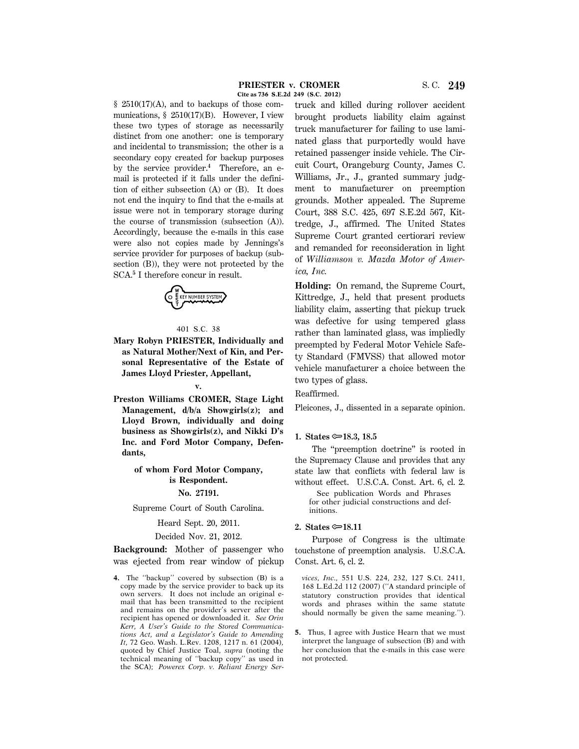§ 2510(17)(A), and to backups of those communications, § 2510(17)(B). However, I view these two types of storage as necessarily distinct from one another: one is temporary and incidental to transmission; the other is a secondary copy created for backup purposes by the service provider.[4] Therefore, an e-mail is protected if it falls under the definition of either subsection (A) or (B). It does not end the inquiry to find that the e-mails at issue were not in temporary storage during the course of transmission (subsection (A)). Accordingly, because the e-mails in this case were also not copies made by Jennings's service provider for purposes of backup (subsection (B)), they were not protected by the SCA.[5] I therefore concur in result.

401 S.C. 38

**Mary Robyn PRIESTER, Individually and as Natural Mother/Next of Kin, and Personal Representative of the Estate of James Lloyd Priester, Appellant,**

**v.**

**Preston Williams CROMER, Stage Light Management, d/b/a Showgirls(z); and Lloyd Brown, individually and doing business as Showgirls(z), and Nikki D's Inc. and Ford Motor Company, Defendants,**

**of whom Ford Motor Company, is Respondent.**

**No. 27191.**

Supreme Court of South Carolina.

Heard Sept. 20, 2011.

Decided Nov. 21, 2012.

**Background:** Mother of passenger who was ejected from rear window of pickup truck and killed during rollover accident brought products liability claim against truck manufacturer for failing to use laminated glass that purportedly would have retained passenger inside vehicle. The Circuit Court, Orangeburg County, James C. Williams, Jr., J., granted summary judgment to manufacturer on preemption grounds. Mother appealed. The Supreme Court, 388 S.C. 425, 697 S.E.2d 567, Kittredge, J., affirmed. The United States Supreme Court granted certiorari review and remanded for reconsideration in light of *Williamson v. Mazda Motor of America, Inc.*

**Holding:** On remand, the Supreme Court, Kittredge, J., held that present products liability claim, asserting that pickup truck was defective for using tempered glass rather than laminated glass, was impliedly preempted by Federal Motor Vehicle Safety Standard (FMVSS) that allowed motor vehicle manufacturer a choice between the two types of glass.

Reaffirmed.

Pleicones, J., dissented in a separate opinion.

**1. States ⚩18.3, 18.5**

The "preemption doctrine" is rooted in the Supremacy Clause and provides that any state law that conflicts with federal law is without effect. U.S.C.A. Const. Art. 6, cl. 2.

See publication Words and Phrases for other judicial constructions and definitions.

**2. States ⚩18.11**

Purpose of Congress is the ultimate touchstone of preemption analysis. U.S.C.A. Const. Art. 6, cl. 2.

---

4. The "backup" covered by subsection (B) is a copy made by the service provider to back up its own servers. It does not include an original e-mail that has been transmitted to the recipient and remains on the provider's server after the recipient has opened or downloaded it. *See Orin Kerr, A User's Guide to the Stored Communications Act, and a Legislator's Guide to Amending It,* 72 Geo. Wash. L.Rev. 1208, 1217 n. 61 (2004), quoted by Chief Justice Toal, *supra* (noting the technical meaning of "backup copy" as used in the SCA); *Powerex Corp. v. Reliant Energy Services, Inc.,* 551 U.S. 224, 232, 127 S.Ct. 2411, 168 L.Ed.2d 112 (2007) ("A standard principle of statutory construction provides that identical words and phrases within the same statute should normally be given the same meaning.").

5. Thus, I agree with Justice Hearn that we must interpret the language of subsection (B) and with her conclusion that the e-mails in this case were not protected.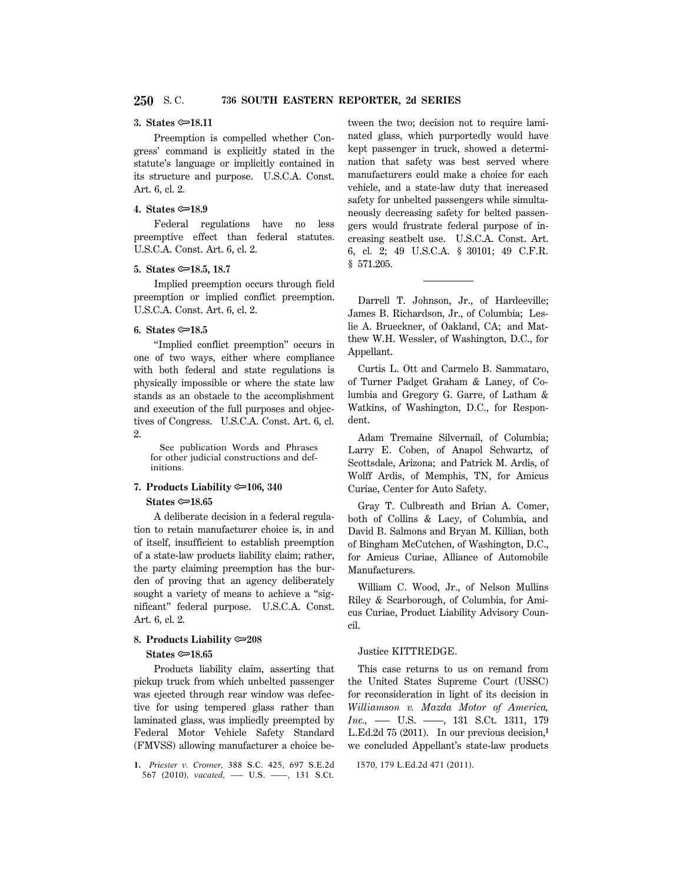**3. States ⟹18.11**

Preemption is compelled whether Congress' command is explicitly stated in the statute's language or implicitly contained in its structure and purpose. U.S.C.A. Const. Art. 6, cl. 2.

**4. States ⟹18.9**

Federal regulations have no less preemptive effect than federal statutes. U.S.C.A. Const. Art. 6, cl. 2.

**5. States ⟹18.5, 18.7**

Implied preemption occurs through field preemption or implied conflict preemption. U.S.C.A. Const. Art. 6, cl. 2.

**6. States ⟹18.5**

"Implied conflict preemption" occurs in one of two ways, either where compliance with both federal and state regulations is physically impossible or where the state law stands as an obstacle to the accomplishment and execution of the full purposes and objectives of Congress. U.S.C.A. Const. Art. 6, cl. 2.

See publication Words and Phrases for other judicial constructions and definitions.

**7. Products Liability ⟹106, 340**
**States ⟹18.65**

A deliberate decision in a federal regulation to retain manufacturer choice is, in and of itself, insufficient to establish preemption of a state-law products liability claim; rather, the party claiming preemption has the burden of proving that an agency deliberately sought a variety of means to achieve a "significant" federal purpose. U.S.C.A. Const. Art. 6, cl. 2.

**8. Products Liability ⟹208**
**States ⟹18.65**

Products liability claim, asserting that pickup truck from which unbelted passenger was ejected through rear window was defective for using tempered glass rather than laminated glass, was impliedly preempted by Federal Motor Vehicle Safety Standard (FMVSS) allowing manufacturer a choice between the two; decision not to require laminated glass, which purportedly would have kept passenger in truck, showed a determination that safety was best served where manufacturers could make a choice for each vehicle, and a state-law duty that increased safety for unbelted passengers while simultaneously decreasing safety for belted passengers would frustrate federal purpose of increasing seatbelt use. U.S.C.A. Const. Art. 6, cl. 2; 49 U.S.C.A. § 30101; 49 C.F.R. § 571.205.

---

Darrell T. Johnson, Jr., of Hardeeville; James B. Richardson, Jr., of Columbia; Leslie A. Brueckner, of Oakland, CA; and Matthew W.H. Wessler, of Washington, D.C., for Appellant.

Curtis L. Ott and Carmelo B. Sammataro, of Turner Padget Graham & Laney, of Columbia and Gregory G. Garre, of Latham & Watkins, of Washington, D.C., for Respondent.

Adam Tremaine Silvernail, of Columbia; Larry E. Coben, of Anapol Schwartz, of Scottsdale, Arizona; and Patrick M. Ardis, of Wolff Ardis, of Memphis, TN, for Amicus Curiae, Center for Auto Safety.

Gray T. Culbreath and Brian A. Comer, both of Collins & Lacy, of Columbia, and David B. Salmons and Bryan M. Killian, both of Bingham McCutchen, of Washington, D.C., for Amicus Curiae, Alliance of Automobile Manufacturers.

William C. Wood, Jr., of Nelson Mullins Riley & Scarborough, of Columbia, for Amicus Curiae, Product Liability Advisory Council.

Justice KITTREDGE.

This case returns to us on remand from the United States Supreme Court (USSC) for reconsideration in light of its decision in *Williamson v. Mazda Motor of America, Inc.,* ––– U.S. ––––, 131 S.Ct. 1311, 179 L.Ed.2d 75 (2011). In our previous decision,[1] we concluded Appellant's state-law products

1. *Priester v. Cromer,* 388 S.C. 425, 697 S.E.2d 567 (2010), *vacated,* ––– U.S. ––––, 131 S.Ct. 1570, 179 L.Ed.2d 471 (2011).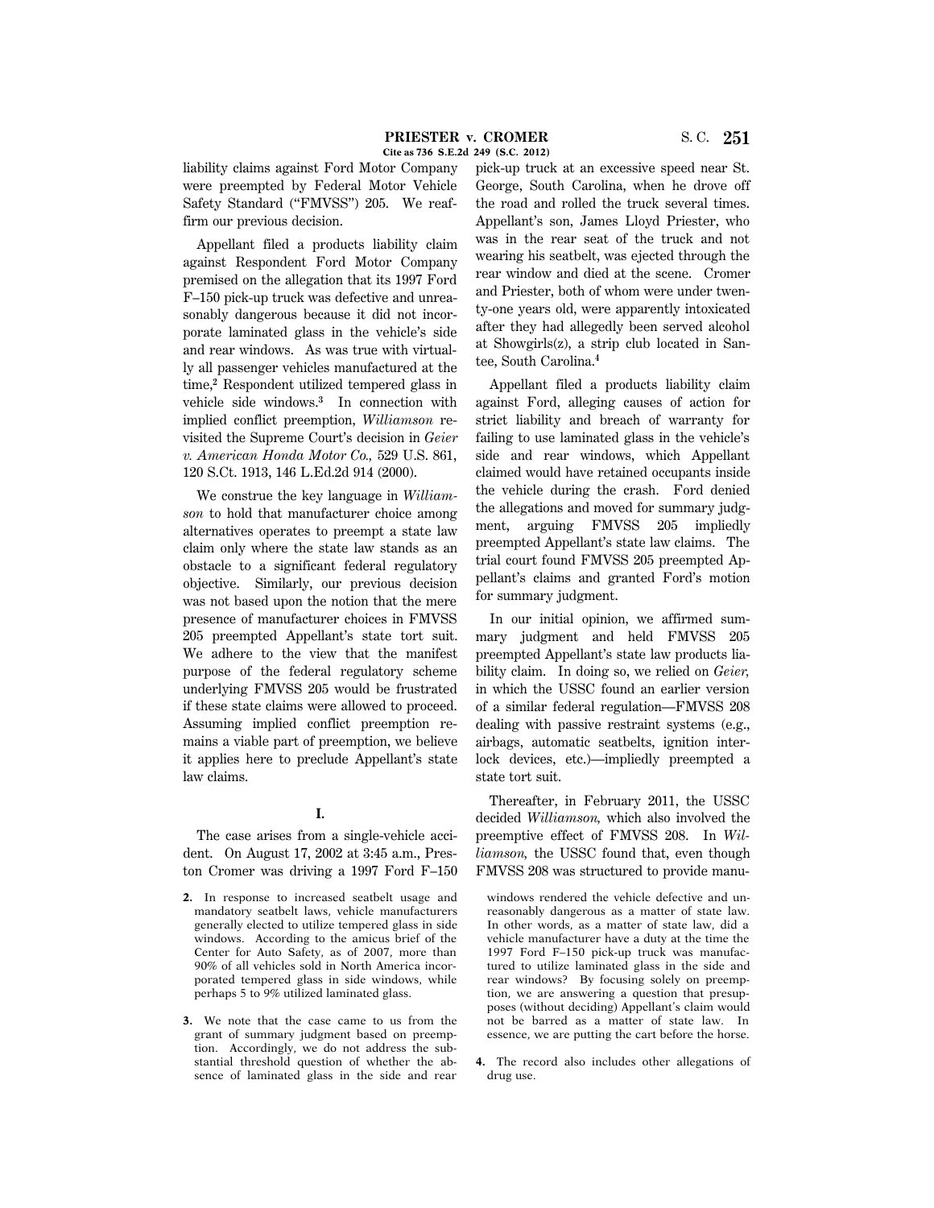liability claims against Ford Motor Company were preempted by Federal Motor Vehicle Safety Standard ("FMVSS") 205. We reaffirm our previous decision.

Appellant filed a products liability claim against Respondent Ford Motor Company premised on the allegation that its 1997 Ford F–150 pick-up truck was defective and unreasonably dangerous because it did not incorporate laminated glass in the vehicle's side and rear windows. As was true with virtually all passenger vehicles manufactured at the time,[2] Respondent utilized tempered glass in vehicle side windows.[3] In connection with implied conflict preemption, *Williamson* revisited the Supreme Court's decision in *Geier v. American Honda Motor Co.,* 529 U.S. 861, 120 S.Ct. 1913, 146 L.Ed.2d 914 (2000).

We construe the key language in *Williamson* to hold that manufacturer choice among alternatives operates to preempt a state law claim only where the state law stands as an obstacle to a significant federal regulatory objective. Similarly, our previous decision was not based upon the notion that the mere presence of manufacturer choices in FMVSS 205 preempted Appellant's state tort suit. We adhere to the view that the manifest purpose of the federal regulatory scheme underlying FMVSS 205 would be frustrated if these state claims were allowed to proceed. Assuming implied conflict preemption remains a viable part of preemption, we believe it applies here to preclude Appellant's state law claims.

## I.

The case arises from a single-vehicle accident. On August 17, 2002 at 3:45 a.m., Preston Cromer was driving a 1997 Ford F–150 pick-up truck at an excessive speed near St. George, South Carolina, when he drove off the road and rolled the truck several times. Appellant's son, James Lloyd Priester, who was in the rear seat of the truck and not wearing his seatbelt, was ejected through the rear window and died at the scene. Cromer and Priester, both of whom were under twenty-one years old, were apparently intoxicated after they had allegedly been served alcohol at Showgirls(z), a strip club located in Santee, South Carolina.[4]

Appellant filed a products liability claim against Ford, alleging causes of action for strict liability and breach of warranty for failing to use laminated glass in the vehicle's side and rear windows, which Appellant claimed would have retained occupants inside the vehicle during the crash. Ford denied the allegations and moved for summary judgment, arguing FMVSS 205 impliedly preempted Appellant's state law claims. The trial court found FMVSS 205 preempted Appellant's claims and granted Ford's motion for summary judgment.

In our initial opinion, we affirmed summary judgment and held FMVSS 205 preempted Appellant's state law products liability claim. In doing so, we relied on *Geier,* in which the USSC found an earlier version of a similar federal regulation—FMVSS 208 dealing with passive restraint systems (e.g., airbags, automatic seatbelts, ignition interlock devices, etc.)—impliedly preempted a state tort suit.

Thereafter, in February 2011, the USSC decided *Williamson,* which also involved the preemptive effect of FMVSS 208. In *Williamson,* the USSC found that, even though FMVSS 208 was structured to provide manu-

---

2. In response to increased seatbelt usage and mandatory seatbelt laws, vehicle manufacturers generally elected to utilize tempered glass in side windows. According to the amicus brief of the Center for Auto Safety, as of 2007, more than 90% of all vehicles sold in North America incorporated tempered glass in side windows, while perhaps 5 to 9% utilized laminated glass.

3. We note that the case came to us from the grant of summary judgment based on preemption. Accordingly, we do not address the substantial threshold question of whether the absence of laminated glass in the side and rear windows rendered the vehicle defective and unreasonably dangerous as a matter of state law. In other words, as a matter of state law, did a vehicle manufacturer have a duty at the time the 1997 Ford F–150 pick-up truck was manufactured to utilize laminated glass in the side and rear windows? By focusing solely on preemption, we are answering a question that presupposes (without deciding) Appellant's claim would not be barred as a matter of state law. In essence, we are putting the cart before the horse.

4. The record also includes other allegations of drug use.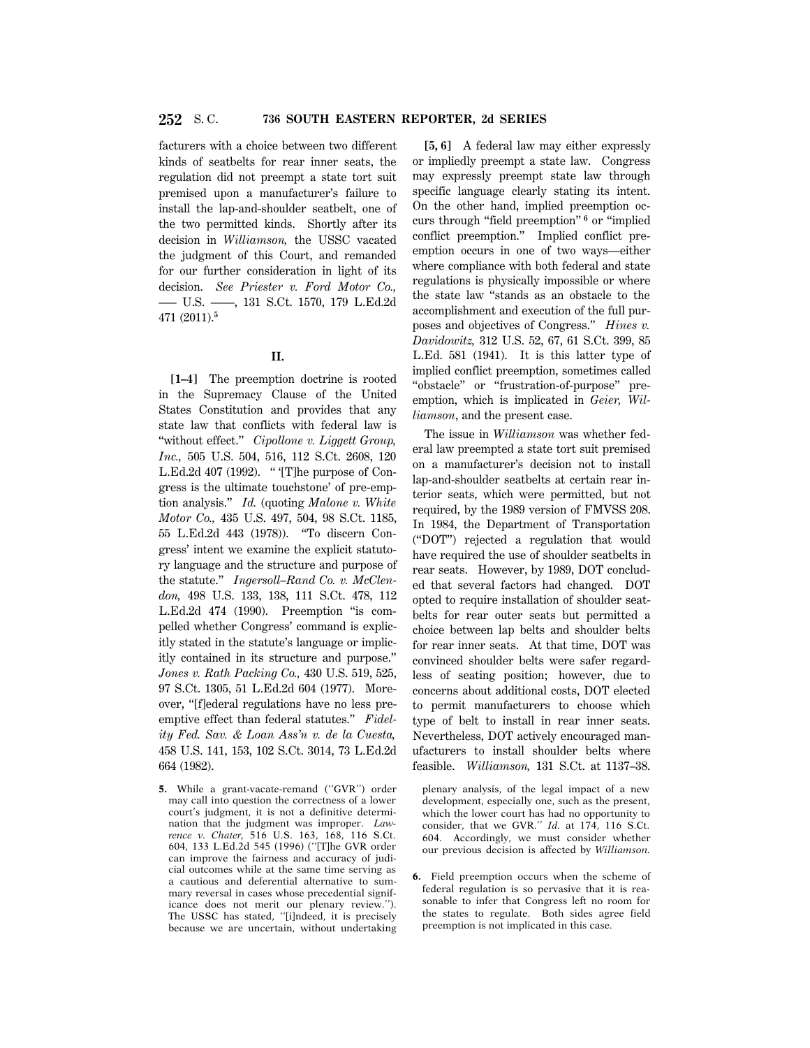facturers with a choice between two different kinds of seatbelts for rear inner seats, the regulation did not preempt a state tort suit premised upon a manufacturer's failure to install the lap-and-shoulder seatbelt, one of the two permitted kinds. Shortly after its decision in *Williamson,* the USSC vacated the judgment of this Court, and remanded for our further consideration in light of its decision. *See Priester v. Ford Motor Co.,* ––– U.S. ––––, 131 S.Ct. 1570, 179 L.Ed.2d 471 (2011).[5]

## II.

**[1–4]** The preemption doctrine is rooted in the Supremacy Clause of the United States Constitution and provides that any state law that conflicts with federal law is "without effect." *Cipollone v. Liggett Group, Inc.,* 505 U.S. 504, 516, 112 S.Ct. 2608, 120 L.Ed.2d 407 (1992). " '[T]he purpose of Congress is the ultimate touchstone' of pre-emption analysis." *Id.* (quoting *Malone v. White Motor Co.,* 435 U.S. 497, 504, 98 S.Ct. 1185, 55 L.Ed.2d 443 (1978)). "To discern Congress' intent we examine the explicit statutory language and the structure and purpose of the statute." *Ingersoll–Rand Co. v. McClendon,* 498 U.S. 133, 138, 111 S.Ct. 478, 112 L.Ed.2d 474 (1990). Preemption "is compelled whether Congress' command is explicitly stated in the statute's language or implicitly contained in its structure and purpose." *Jones v. Rath Packing Co.,* 430 U.S. 519, 525, 97 S.Ct. 1305, 51 L.Ed.2d 604 (1977). Moreover, "[f]ederal regulations have no less preemptive effect than federal statutes." *Fidelity Fed. Sav. & Loan Ass'n v. de la Cuesta,* 458 U.S. 141, 153, 102 S.Ct. 3014, 73 L.Ed.2d 664 (1982).

**[5, 6]** A federal law may either expressly or impliedly preempt a state law. Congress may expressly preempt state law through specific language clearly stating its intent. On the other hand, implied preemption occurs through "field preemption"[6] or "implied conflict preemption." Implied conflict preemption occurs in one of two ways—either where compliance with both federal and state regulations is physically impossible or where the state law "stands as an obstacle to the accomplishment and execution of the full purposes and objectives of Congress." *Hines v. Davidowitz,* 312 U.S. 52, 67, 61 S.Ct. 399, 85 L.Ed. 581 (1941). It is this latter type of implied conflict preemption, sometimes called "obstacle" or "frustration-of-purpose" preemption, which is implicated in *Geier, Williamson*, and the present case.

The issue in *Williamson* was whether federal law preempted a state tort suit premised on a manufacturer's decision not to install lap-and-shoulder seatbelts at certain rear interior seats, which were permitted, but not required, by the 1989 version of FMVSS 208. In 1984, the Department of Transportation ("DOT") rejected a regulation that would have required the use of shoulder seatbelts in rear seats. However, by 1989, DOT concluded that several factors had changed. DOT opted to require installation of shoulder seatbelts for rear outer seats but permitted a choice between lap belts and shoulder belts for rear inner seats. At that time, DOT was convinced shoulder belts were safer regardless of seating position; however, due to concerns about additional costs, DOT elected to permit manufacturers to choose which type of belt to install in rear inner seats. Nevertheless, DOT actively encouraged manufacturers to install shoulder belts where feasible. *Williamson,* 131 S.Ct. at 1137–38.

---

5. While a grant-vacate-remand ("GVR") order may call into question the correctness of a lower court's judgment, it is not a definitive determination that the judgment was improper. *Lawrence v. Chater,* 516 U.S. 163, 168, 116 S.Ct. 604, 133 L.Ed.2d 545 (1996) ("[T]he GVR order can improve the fairness and accuracy of judicial outcomes while at the same time serving as a cautious and deferential alternative to summary reversal in cases whose precedential significance does not merit our plenary review."). The USSC has stated, "[i]ndeed, it is precisely because we are uncertain, without undertaking plenary analysis, of the legal impact of a new development, especially one, such as the present, which the lower court has had no opportunity to consider, that we GVR." *Id.* at 174, 116 S.Ct. 604. Accordingly, we must consider whether our previous decision is affected by *Williamson.*

6. Field preemption occurs when the scheme of federal regulation is so pervasive that it is reasonable to infer that Congress left no room for the states to regulate. Both sides agree field preemption is not implicated in this case.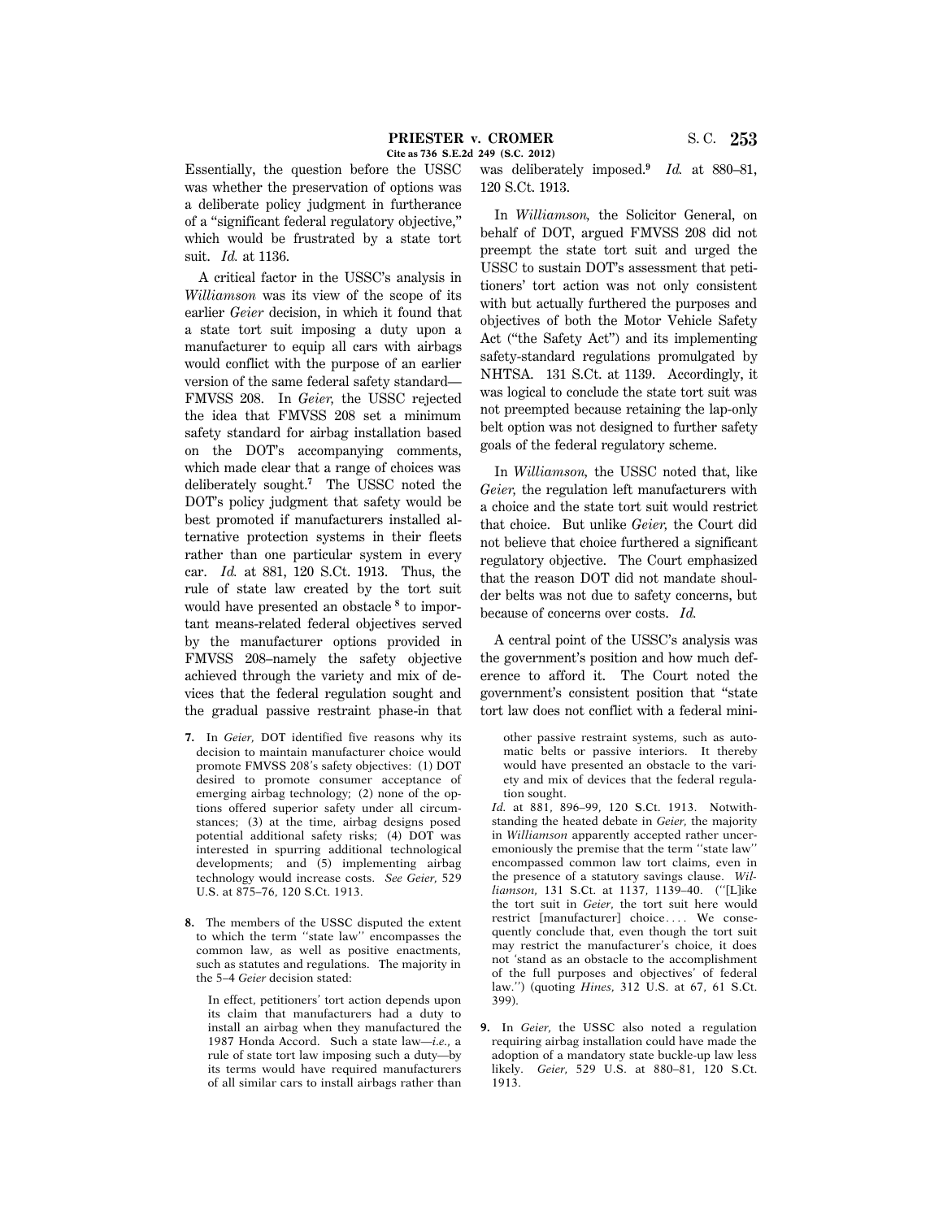Essentially, the question before the USSC was whether the preservation of options was a deliberate policy judgment in furtherance of a "significant federal regulatory objective," which would be frustrated by a state tort suit. *Id.* at 1136.

A critical factor in the USSC's analysis in *Williamson* was its view of the scope of its earlier *Geier* decision, in which it found that a state tort suit imposing a duty upon a manufacturer to equip all cars with airbags would conflict with the purpose of an earlier version of the same federal safety standard—FMVSS 208. In *Geier,* the USSC rejected the idea that FMVSS 208 set a minimum safety standard for airbag installation based on the DOT's accompanying comments, which made clear that a range of choices was deliberately sought.[7] The USSC noted the DOT's policy judgment that safety would be best promoted if manufacturers installed alternative protection systems in their fleets rather than one particular system in every car. *Id.* at 881, 120 S.Ct. 1913. Thus, the rule of state law created by the tort suit would have presented an obstacle [8] to important means-related federal objectives served by the manufacturer options provided in FMVSS 208–namely the safety objective achieved through the variety and mix of devices that the federal regulation sought and the gradual passive restraint phase-in that was deliberately imposed.[9] *Id.* at 880–81, 120 S.Ct. 1913.

In *Williamson,* the Solicitor General, on behalf of DOT, argued FMVSS 208 did not preempt the state tort suit and urged the USSC to sustain DOT's assessment that petitioners' tort action was not only consistent with but actually furthered the purposes and objectives of both the Motor Vehicle Safety Act ("the Safety Act") and its implementing safety-standard regulations promulgated by NHTSA. 131 S.Ct. at 1139. Accordingly, it was logical to conclude the state tort suit was not preempted because retaining the lap-only belt option was not designed to further safety goals of the federal regulatory scheme.

In *Williamson,* the USSC noted that, like *Geier,* the regulation left manufacturers with a choice and the state tort suit would restrict that choice. But unlike *Geier,* the Court did not believe that choice furthered a significant regulatory objective. The Court emphasized that the reason DOT did not mandate shoulder belts was not due to safety concerns, but because of concerns over costs. *Id.*

A central point of the USSC's analysis was the government's position and how much deference to afford it. The Court noted the government's consistent position that "state tort law does not conflict with a federal mini-

---

7. In *Geier,* DOT identified five reasons why its decision to maintain manufacturer choice would promote FMVSS 208's safety objectives: (1) DOT desired to promote consumer acceptance of emerging airbag technology; (2) none of the options offered superior safety under all circumstances; (3) at the time, airbag designs posed potential additional safety risks; (4) DOT was interested in spurring additional technological developments; and (5) implementing airbag technology would increase costs. *See Geier,* 529 U.S. at 875–76, 120 S.Ct. 1913.

8. The members of the USSC disputed the extent to which the term "state law" encompasses the common law, as well as positive enactments, such as statutes and regulations. The majority in the 5–4 *Geier* decision stated:

> In effect, petitioners' tort action depends upon its claim that manufacturers had a duty to install an airbag when they manufactured the 1987 Honda Accord. Such a state law—*i.e.,* a rule of state tort law imposing such a duty—by its terms would have required manufacturers of all similar cars to install airbags rather than other passive restraint systems, such as automatic belts or passive interiors. It thereby would have presented an obstacle to the variety and mix of devices that the federal regulation sought.

*Id.* at 881, 896–99, 120 S.Ct. 1913. Notwithstanding the heated debate in *Geier,* the majority in *Williamson* apparently accepted rather unceremoniously the premise that the term "state law" encompassed common law tort claims, even in the presence of a statutory savings clause. *Williamson,* 131 S.Ct. at 1137, 1139–40. ("[L]ike the tort suit in *Geier,* the tort suit here would restrict [manufacturer] choice.... We consequently conclude that, even though the tort suit may restrict the manufacturer's choice, it does not 'stand as an obstacle to the accomplishment of the full purposes and objectives' of federal law.") (quoting *Hines,* 312 U.S. at 67, 61 S.Ct. 399).

9. In *Geier,* the USSC also noted a regulation requiring airbag installation could have made the adoption of a mandatory state buckle-up law less likely. *Geier,* 529 U.S. at 880–81, 120 S.Ct. 1913.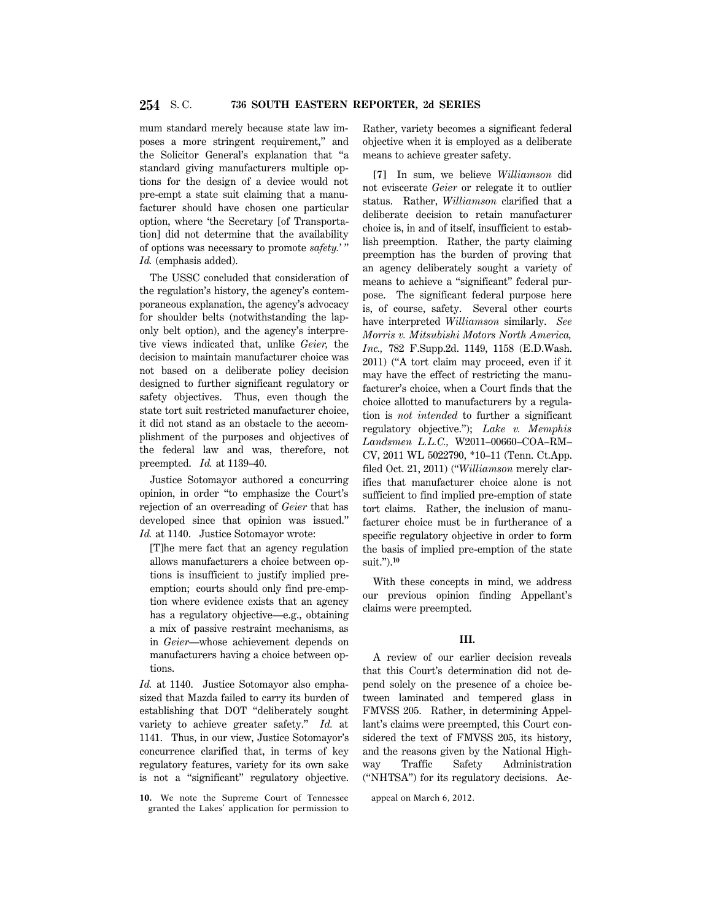mum standard merely because state law imposes a more stringent requirement," and the Solicitor General's explanation that "a standard giving manufacturers multiple options for the design of a device would not pre-empt a state suit claiming that a manufacturer should have chosen one particular option, where 'the Secretary [of Transportation] did not determine that the availability of options was necessary to promote *safety.*'" *Id.* (emphasis added).

The USSC concluded that consideration of the regulation's history, the agency's contemporaneous explanation, the agency's advocacy for shoulder belts (notwithstanding the lap-only belt option), and the agency's interpretive views indicated that, unlike *Geier,* the decision to maintain manufacturer choice was not based on a deliberate policy decision designed to further significant regulatory or safety objectives. Thus, even though the state tort suit restricted manufacturer choice, it did not stand as an obstacle to the accomplishment of the purposes and objectives of the federal law and was, therefore, not preempted. *Id.* at 1139–40.

Justice Sotomayor authored a concurring opinion, in order "to emphasize the Court's rejection of an overreading of *Geier* that has developed since that opinion was issued." *Id.* at 1140. Justice Sotomayor wrote:

> [T]he mere fact that an agency regulation allows manufacturers a choice between options is insufficient to justify implied preemption; courts should only find pre-emption where evidence exists that an agency has a regulatory objective—e.g., obtaining a mix of passive restraint mechanisms, as in *Geier*—whose achievement depends on manufacturers having a choice between options.

*Id.* at 1140. Justice Sotomayor also emphasized that Mazda failed to carry its burden of establishing that DOT "deliberately sought variety to achieve greater safety." *Id.* at 1141. Thus, in our view, Justice Sotomayor's concurrence clarified that, in terms of key regulatory features, variety for its own sake is not a "significant" regulatory objective. Rather, variety becomes a significant federal objective when it is employed as a deliberate means to achieve greater safety.

**[7]** In sum, we believe *Williamson* did not eviscerate *Geier* or relegate it to outlier status. Rather, *Williamson* clarified that a deliberate decision to retain manufacturer choice is, in and of itself, insufficient to establish preemption. Rather, the party claiming preemption has the burden of proving that an agency deliberately sought a variety of means to achieve a "significant" federal purpose. The significant federal purpose here is, of course, safety. Several other courts have interpreted *Williamson* similarly. *See Morris v. Mitsubishi Motors North America, Inc.,* 782 F.Supp.2d. 1149, 1158 (E.D.Wash. 2011) ("A tort claim may proceed, even if it may have the effect of restricting the manufacturer's choice, when a Court finds that the choice allotted to manufacturers by a regulation is *not intended* to further a significant regulatory objective."); *Lake v. Memphis Landsmen L.L.C.,* W2011–00660–COA–RM–CV, 2011 WL 5022790, \*10–11 (Tenn. Ct.App. filed Oct. 21, 2011) ("*Williamson* merely clarifies that manufacturer choice alone is not sufficient to find implied pre-emption of state tort claims. Rather, the inclusion of manufacturer choice must be in furtherance of a specific regulatory objective in order to form the basis of implied pre-emption of the state suit.").[10]

With these concepts in mind, we address our previous opinion finding Appellant's claims were preempted.

## III.

A review of our earlier decision reveals that this Court's determination did not depend solely on the presence of a choice between laminated and tempered glass in FMVSS 205. Rather, in determining Appellant's claims were preempted, this Court considered the text of FMVSS 205, its history, and the reasons given by the National Highway Traffic Safety Administration ("NHTSA") for its regulatory decisions. Ac-

---

10. We note the Supreme Court of Tennessee granted the Lakes' application for permission to appeal on March 6, 2012.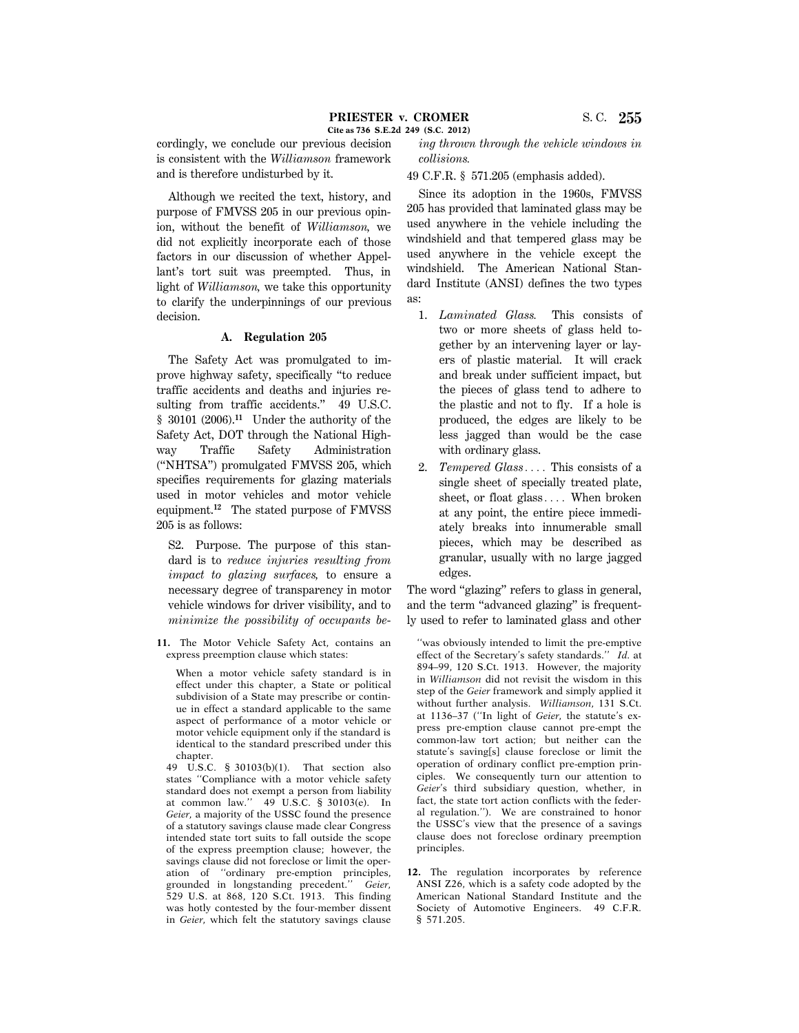cordingly, we conclude our previous decision is consistent with the *Williamson* framework and is therefore undisturbed by it.

Although we recited the text, history, and purpose of FMVSS 205 in our previous opinion, without the benefit of *Williamson,* we did not explicitly incorporate each of those factors in our discussion of whether Appellant's tort suit was preempted. Thus, in light of *Williamson,* we take this opportunity to clarify the underpinnings of our previous decision.

### A. Regulation 205

The Safety Act was promulgated to improve highway safety, specifically "to reduce traffic accidents and deaths and injuries resulting from traffic accidents." 49 U.S.C. § 30101 (2006).[11] Under the authority of the Safety Act, DOT through the National Highway Traffic Safety Administration ("NHTSA") promulgated FMVSS 205, which specifies requirements for glazing materials used in motor vehicles and motor vehicle equipment.[12] The stated purpose of FMVSS 205 is as follows:

> S2. Purpose. The purpose of this standard is to *reduce injuries resulting from impact to glazing surfaces,* to ensure a necessary degree of transparency in motor vehicle windows for driver visibility, and to *minimize the possibility of occupants being thrown through the vehicle windows in collisions.*

49 C.F.R. § 571.205 (emphasis added).

Since its adoption in the 1960s, FMVSS 205 has provided that laminated glass may be used anywhere in the vehicle including the windshield and that tempered glass may be used anywhere in the vehicle except the windshield. The American National Standard Institute (ANSI) defines the two types as:

1. *Laminated Glass.* This consists of two or more sheets of glass held together by an intervening layer or layers of plastic material. It will crack and break under sufficient impact, but the pieces of glass tend to adhere to the plastic and not to fly. If a hole is produced, the edges are likely to be less jagged than would be the case with ordinary glass.
2. *Tempered Glass* . . . . This consists of a single sheet of specially treated plate, sheet, or float glass . . . . When broken at any point, the entire piece immediately breaks into innumerable small pieces, which may be described as granular, usually with no large jagged edges.

The word "glazing" refers to glass in general, and the term "advanced glazing" is frequently used to refer to laminated glass and other

---

11. The Motor Vehicle Safety Act, contains an express preemption clause which states:

> When a motor vehicle safety standard is in effect under this chapter, a State or political subdivision of a State may prescribe or continue in effect a standard applicable to the same aspect of performance of a motor vehicle or motor vehicle equipment only if the standard is identical to the standard prescribed under this chapter.

49 U.S.C. § 30103(b)(1). That section also states "Compliance with a motor vehicle safety standard does not exempt a person from liability at common law." 49 U.S.C. § 30103(e). In *Geier,* a majority of the USSC found the presence of a statutory savings clause made clear Congress intended state tort suits to fall outside the scope of the express preemption clause; however, the savings clause did not foreclose or limit the operation of "ordinary pre-emption principles, grounded in longstanding precedent." *Geier,* 529 U.S. at 868, 120 S.Ct. 1913. This finding was hotly contested by the four-member dissent in *Geier,* which felt the statutory savings clause "was obviously intended to limit the pre-emptive effect of the Secretary's safety standards." *Id.* at 894–99, 120 S.Ct. 1913. However, the majority in *Williamson* did not revisit the wisdom in this step of the *Geier* framework and simply applied it without further analysis. *Williamson,* 131 S.Ct. at 1136–37 ("In light of *Geier,* the statute's express pre-emption clause cannot pre-empt the common-law tort action; but neither can the statute's saving[s] clause foreclose or limit the operation of ordinary conflict pre-emption principles. We consequently turn our attention to *Geier*'s third subsidiary question, whether, in fact, the state tort action conflicts with the federal regulation."). We are constrained to honor the USSC's view that the presence of a savings clause does not foreclose ordinary preemption principles.

12. The regulation incorporates by reference ANSI Z26, which is a safety code adopted by the American National Standard Institute and the Society of Automotive Engineers. 49 C.F.R. § 571.205.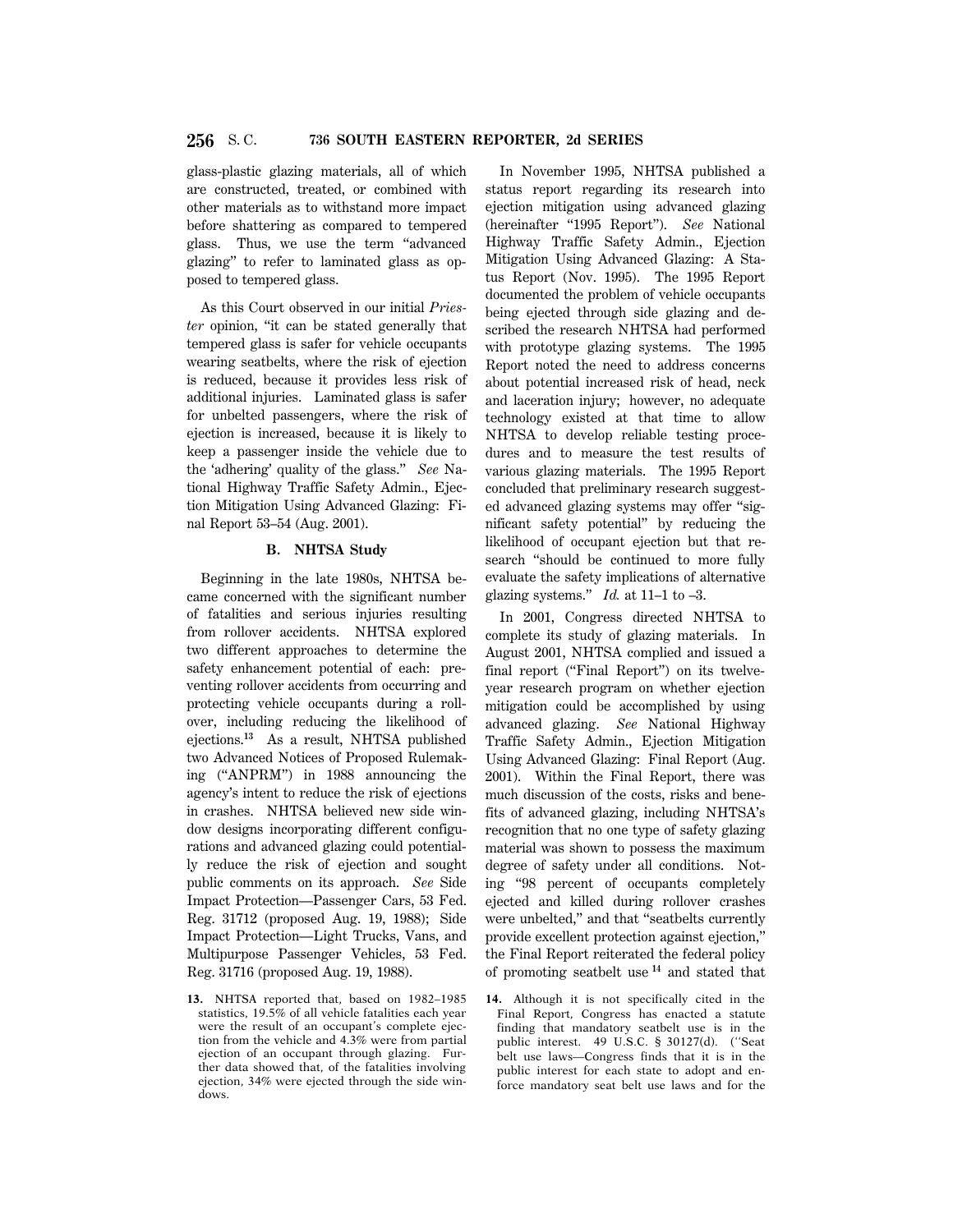glass-plastic glazing materials, all of which are constructed, treated, or combined with other materials as to withstand more impact before shattering as compared to tempered glass. Thus, we use the term "advanced glazing" to refer to laminated glass as opposed to tempered glass.

As this Court observed in our initial *Priester* opinion, "it can be stated generally that tempered glass is safer for vehicle occupants wearing seatbelts, where the risk of ejection is reduced, because it provides less risk of additional injuries. Laminated glass is safer for unbelted passengers, where the risk of ejection is increased, because it is likely to keep a passenger inside the vehicle due to the 'adhering' quality of the glass." *See* National Highway Traffic Safety Admin., Ejection Mitigation Using Advanced Glazing: Final Report 53–54 (Aug. 2001).

### B. NHTSA Study

Beginning in the late 1980s, NHTSA became concerned with the significant number of fatalities and serious injuries resulting from rollover accidents. NHTSA explored two different approaches to determine the safety enhancement potential of each: preventing rollover accidents from occurring and protecting vehicle occupants during a rollover, including reducing the likelihood of ejections.[13] As a result, NHTSA published two Advanced Notices of Proposed Rulemaking ("ANPRM") in 1988 announcing the agency's intent to reduce the risk of ejections in crashes. NHTSA believed new side window designs incorporating different configurations and advanced glazing could potentially reduce the risk of ejection and sought public comments on its approach. *See* Side Impact Protection—Passenger Cars, 53 Fed. Reg. 31712 (proposed Aug. 19, 1988); Side Impact Protection—Light Trucks, Vans, and Multipurpose Passenger Vehicles, 53 Fed. Reg. 31716 (proposed Aug. 19, 1988).

In November 1995, NHTSA published a status report regarding its research into ejection mitigation using advanced glazing (hereinafter "1995 Report"). *See* National Highway Traffic Safety Admin., Ejection Mitigation Using Advanced Glazing: A Status Report (Nov. 1995). The 1995 Report documented the problem of vehicle occupants being ejected through side glazing and described the research NHTSA had performed with prototype glazing systems. The 1995 Report noted the need to address concerns about potential increased risk of head, neck and laceration injury; however, no adequate technology existed at that time to allow NHTSA to develop reliable testing procedures and to measure the test results of various glazing materials. The 1995 Report concluded that preliminary research suggested advanced glazing systems may offer "significant safety potential" by reducing the likelihood of occupant ejection but that research "should be continued to more fully evaluate the safety implications of alternative glazing systems." *Id.* at 11–1 to –3.

In 2001, Congress directed NHTSA to complete its study of glazing materials. In August 2001, NHTSA complied and issued a final report ("Final Report") on its twelve-year research program on whether ejection mitigation could be accomplished by using advanced glazing. *See* National Highway Traffic Safety Admin., Ejection Mitigation Using Advanced Glazing: Final Report (Aug. 2001). Within the Final Report, there was much discussion of the costs, risks and benefits of advanced glazing, including NHTSA's recognition that no one type of safety glazing material was shown to possess the maximum degree of safety under all conditions. Noting "98 percent of occupants completely ejected and killed during rollover crashes were unbelted," and that "seatbelts currently provide excellent protection against ejection," the Final Report reiterated the federal policy of promoting seatbelt use[14] and stated that

---

13. NHTSA reported that, based on 1982–1985 statistics, 19.5% of all vehicle fatalities each year were the result of an occupant's complete ejection from the vehicle and 4.3% were from partial ejection of an occupant through glazing. Further data showed that, of the fatalities involving ejection, 34% were ejected through the side windows.

14. Although it is not specifically cited in the Final Report, Congress has enacted a statute finding that mandatory seatbelt use is in the public interest. 49 U.S.C. § 30127(d). ("Seat belt use laws—Congress finds that it is in the public interest for each state to adopt and enforce mandatory seat belt use laws and for the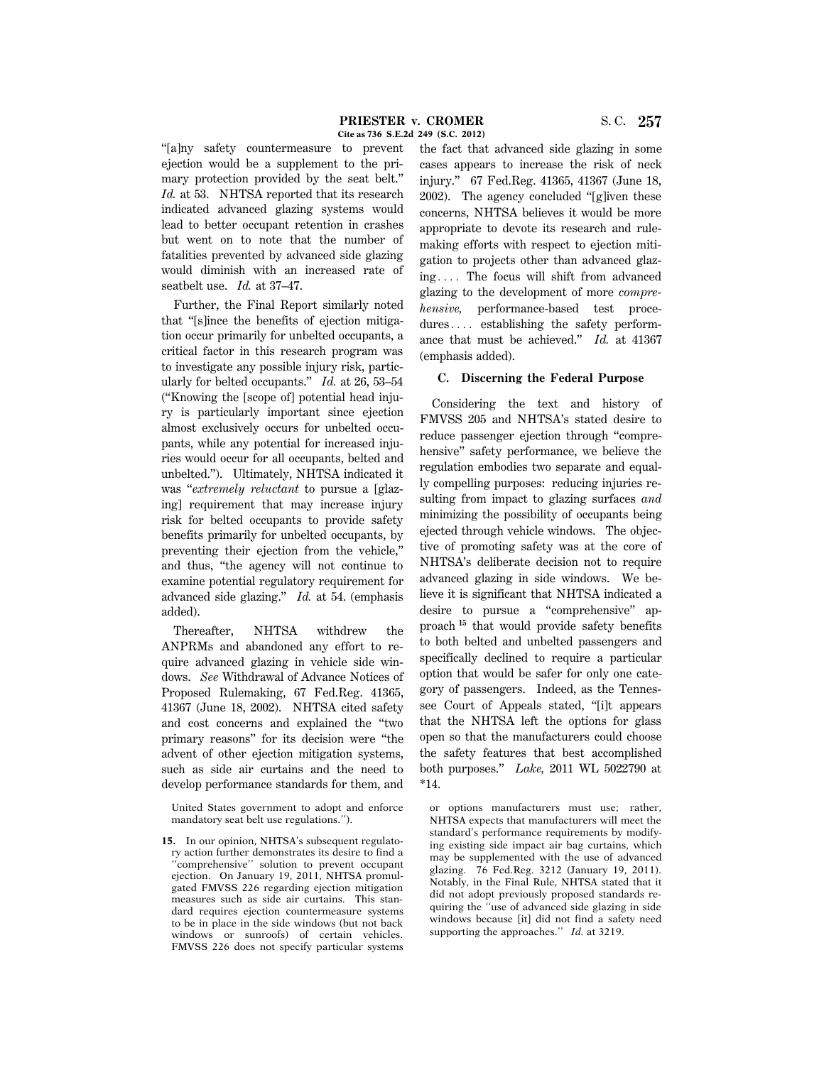"[a]ny safety countermeasure to prevent ejection would be a supplement to the primary protection provided by the seat belt." *Id.* at 53. NHTSA reported that its research indicated advanced glazing systems would lead to better occupant retention in crashes but went on to note that the number of fatalities prevented by advanced side glazing would diminish with an increased rate of seatbelt use. *Id.* at 37–47.

Further, the Final Report similarly noted that "[s]ince the benefits of ejection mitigation occur primarily for unbelted occupants, a critical factor in this research program was to investigate any possible injury risk, particularly for belted occupants." *Id.* at 26, 53–54 ("Knowing the [scope of] potential head injury is particularly important since ejection almost exclusively occurs for unbelted occupants, while any potential for increased injuries would occur for all occupants, belted and unbelted."). Ultimately, NHTSA indicated it was "*extremely reluctant* to pursue a [glazing] requirement that may increase injury risk for belted occupants to provide safety benefits primarily for unbelted occupants, by preventing their ejection from the vehicle," and thus, "the agency will not continue to examine potential regulatory requirement for advanced side glazing." *Id.* at 54. (emphasis added).

Thereafter, NHTSA withdrew the ANPRMs and abandoned any effort to require advanced glazing in vehicle side windows. *See* Withdrawal of Advance Notices of Proposed Rulemaking, 67 Fed.Reg. 41365, 41367 (June 18, 2002). NHTSA cited safety and cost concerns and explained the "two primary reasons" for its decision were "the advent of other ejection mitigation systems, such as side air curtains and the need to develop performance standards for them, and the fact that advanced side glazing in some cases appears to increase the risk of neck injury." 67 Fed.Reg. 41365, 41367 (June 18, 2002). The agency concluded "[g]iven these concerns, NHTSA believes it would be more appropriate to devote its research and rulemaking efforts with respect to ejection mitigation to projects other than advanced glazing.... The focus will shift from advanced glazing to the development of more *comprehensive,* performance-based test procedures.... establishing the safety performance that must be achieved." *Id.* at 41367 (emphasis added).

### C. Discerning the Federal Purpose

Considering the text and history of FMVSS 205 and NHTSA's stated desire to reduce passenger ejection through "comprehensive" safety performance, we believe the regulation embodies two separate and equally compelling purposes: reducing injuries resulting from impact to glazing surfaces *and* minimizing the possibility of occupants being ejected through vehicle windows. The objective of promoting safety was at the core of NHTSA's deliberate decision not to require advanced glazing in side windows. We believe it is significant that NHTSA indicated a desire to pursue a "comprehensive" approach[15] that would provide safety benefits to both belted and unbelted passengers and specifically declined to require a particular option that would be safer for only one category of passengers. Indeed, as the Tennessee Court of Appeals stated, "[i]t appears that the NHTSA left the options for glass open so that the manufacturers could choose the safety features that best accomplished both purposes." *Lake,* 2011 WL 5022790 at *14.

United States government to adopt and enforce mandatory seat belt use regulations.").

15. In our opinion, NHTSA's subsequent regulatory action further demonstrates its desire to find a "comprehensive" solution to prevent occupant ejection. On January 19, 2011, NHTSA promulgated FMVSS 226 regarding ejection mitigation measures such as side air curtains. This standard requires ejection countermeasure systems to be in place in the side windows (but not back windows or sunroofs) of certain vehicles. FMVSS 226 does not specify particular systems or options manufacturers must use; rather, NHTSA expects that manufacturers will meet the standard's performance requirements by modifying existing side impact air bag curtains, which may be supplemented with the use of advanced glazing. 76 Fed.Reg. 3212 (January 19, 2011). Notably, in the Final Rule, NHTSA stated that it did not adopt previously proposed standards requiring the "use of advanced side glazing in side windows because [it] did not find a safety need supporting the approaches." *Id.* at 3219.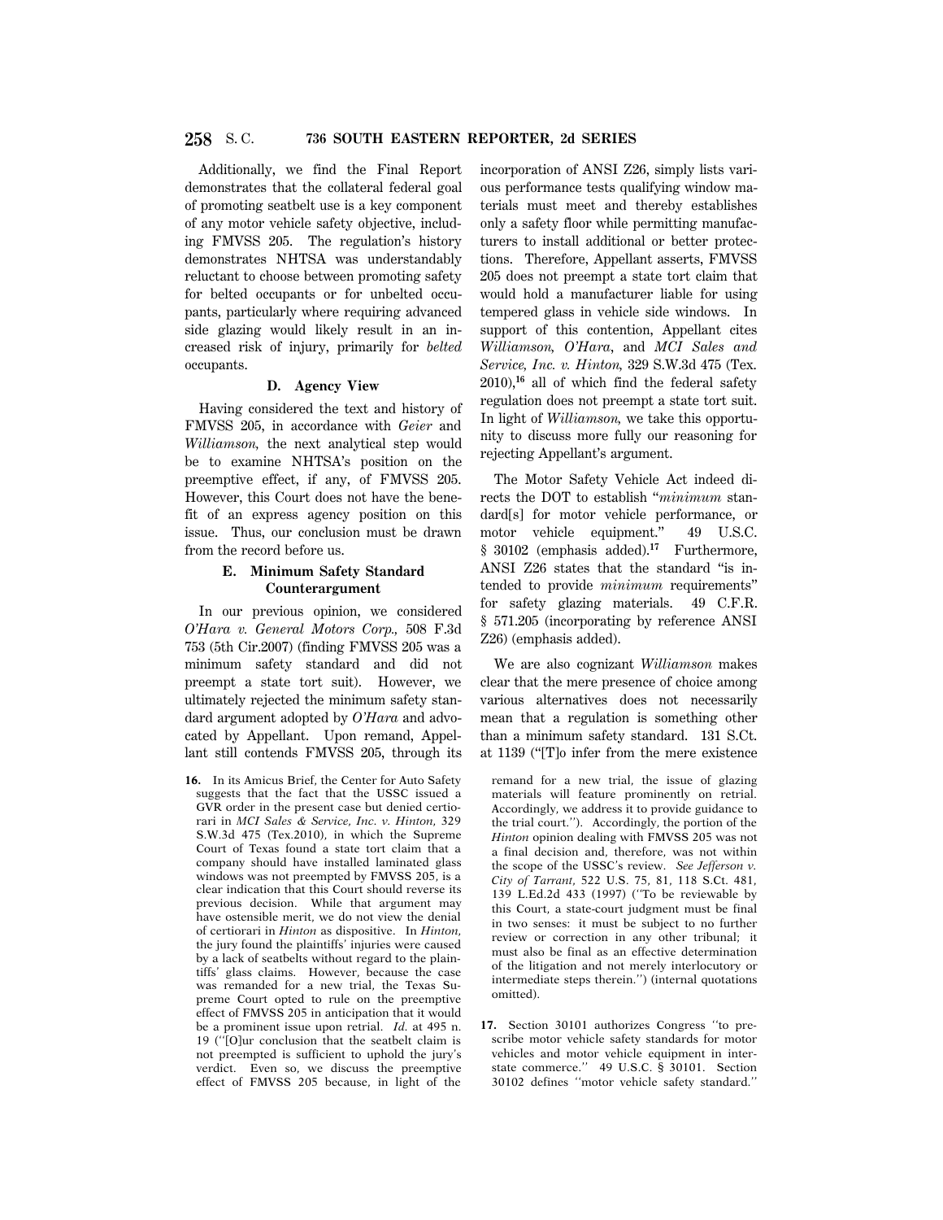Additionally, we find the Final Report demonstrates that the collateral federal goal of promoting seatbelt use is a key component of any motor vehicle safety objective, including FMVSS 205. The regulation's history demonstrates NHTSA was understandably reluctant to choose between promoting safety for belted occupants or for unbelted occupants, particularly where requiring advanced side glazing would likely result in an increased risk of injury, primarily for *belted* occupants.

### D. Agency View

Having considered the text and history of FMVSS 205, in accordance with *Geier* and *Williamson,* the next analytical step would be to examine NHTSA's position on the preemptive effect, if any, of FMVSS 205. However, this Court does not have the benefit of an express agency position on this issue. Thus, our conclusion must be drawn from the record before us.

### E. Minimum Safety Standard Counterargument

In our previous opinion, we considered *O'Hara v. General Motors Corp.,* 508 F.3d 753 (5th Cir.2007) (finding FMVSS 205 was a minimum safety standard and did not preempt a state tort suit). However, we ultimately rejected the minimum safety standard argument adopted by *O'Hara* and advocated by Appellant. Upon remand, Appellant still contends FMVSS 205, through its incorporation of ANSI Z26, simply lists various performance tests qualifying window materials must meet and thereby establishes only a safety floor while permitting manufacturers to install additional or better protections. Therefore, Appellant asserts, FMVSS 205 does not preempt a state tort claim that would hold a manufacturer liable for using tempered glass in vehicle side windows. In support of this contention, Appellant cites *Williamson, O'Hara*, and *MCI Sales and Service, Inc. v. Hinton,* 329 S.W.3d 475 (Tex. 2010),[16] all of which find the federal safety regulation does not preempt a state tort suit. In light of *Williamson,* we take this opportunity to discuss more fully our reasoning for rejecting Appellant's argument.

The Motor Safety Vehicle Act indeed directs the DOT to establish "*minimum* standard[s] for motor vehicle performance, or motor vehicle equipment." 49 U.S.C. § 30102 (emphasis added).[17] Furthermore, ANSI Z26 states that the standard "is intended to provide *minimum* requirements" for safety glazing materials. 49 C.F.R. § 571.205 (incorporating by reference ANSI Z26) (emphasis added).

We are also cognizant *Williamson* makes clear that the mere presence of choice among various alternatives does not necessarily mean that a regulation is something other than a minimum safety standard. 131 S.Ct. at 1139 ("[T]o infer from the mere existence

16. In its Amicus Brief, the Center for Auto Safety suggests that the fact that the USSC issued a GVR order in the present case but denied certiorari in *MCI Sales & Service, Inc. v. Hinton,* 329 S.W.3d 475 (Tex.2010), in which the Supreme Court of Texas found a state tort claim that a company should have installed laminated glass windows was not preempted by FMVSS 205, is a clear indication that this Court should reverse its previous decision. While that argument may have ostensible merit, we do not view the denial of certiorari in *Hinton* as dispositive. In *Hinton,* the jury found the plaintiffs' injuries were caused by a lack of seatbelts without regard to the plaintiffs' glass claims. However, because the case was remanded for a new trial, the Texas Supreme Court opted to rule on the preemptive effect of FMVSS 205 in anticipation that it would be a prominent issue upon retrial. *Id.* at 495 n. 19 ("[O]ur conclusion that the seatbelt claim is not preempted is sufficient to uphold the jury's verdict. Even so, we discuss the preemptive effect of FMVSS 205 because, in light of the remand for a new trial, the issue of glazing materials will feature prominently on retrial. Accordingly, we address it to provide guidance to the trial court."). Accordingly, the portion of the *Hinton* opinion dealing with FMVSS 205 was not a final decision and, therefore, was not within the scope of the USSC's review. *See Jefferson v. City of Tarrant,* 522 U.S. 75, 81, 118 S.Ct. 481, 139 L.Ed.2d 433 (1997) ("To be reviewable by this Court, a state-court judgment must be final in two senses: it must be subject to no further review or correction in any other tribunal; it must also be final as an effective determination of the litigation and not merely interlocutory or intermediate steps therein.") (internal quotations omitted).

17. Section 30101 authorizes Congress "to prescribe motor vehicle safety standards for motor vehicles and motor vehicle equipment in interstate commerce." 49 U.S.C. § 30101. Section 30102 defines "motor vehicle safety standard."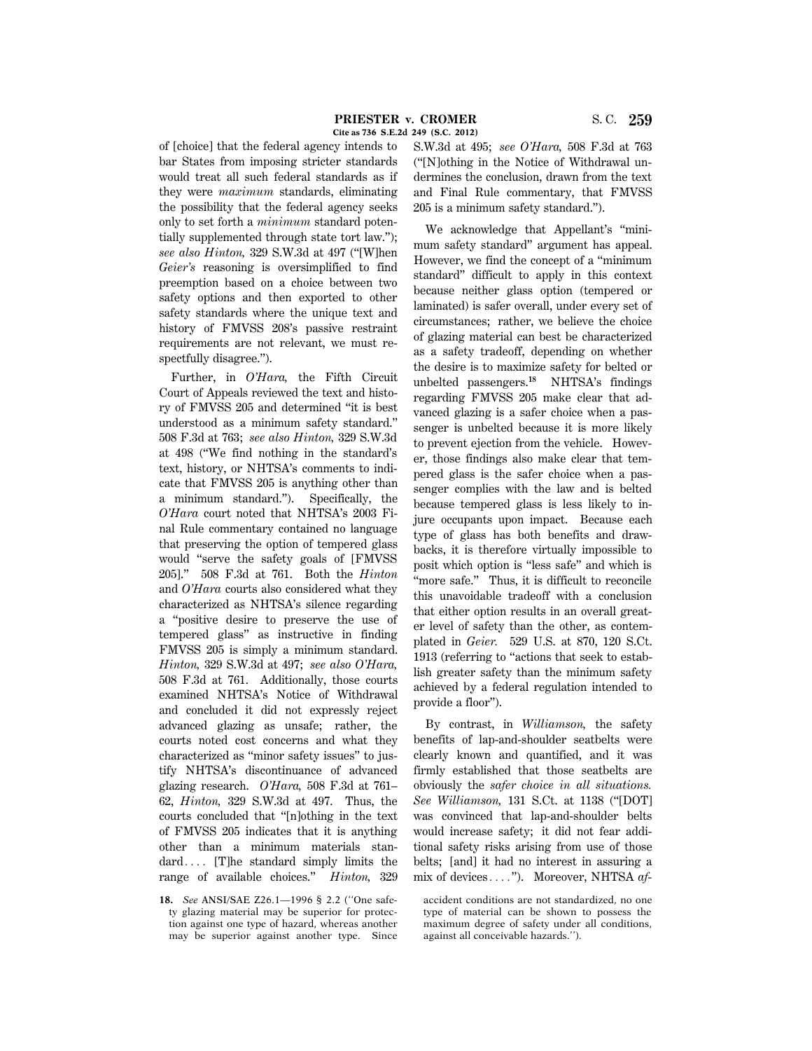of [choice] that the federal agency intends to bar States from imposing stricter standards would treat all such federal standards as if they were *maximum* standards, eliminating the possibility that the federal agency seeks only to set forth a *minimum* standard potentially supplemented through state tort law."); *see also Hinton,* 329 S.W.3d at 497 ("[W]hen *Geier's* reasoning is oversimplified to find preemption based on a choice between two safety options and then exported to other safety standards where the unique text and history of FMVSS 208's passive restraint requirements are not relevant, we must respectfully disagree.").

Further, in *O'Hara,* the Fifth Circuit Court of Appeals reviewed the text and history of FMVSS 205 and determined "it is best understood as a minimum safety standard." 508 F.3d at 763; *see also Hinton,* 329 S.W.3d at 498 ("We find nothing in the standard's text, history, or NHTSA's comments to indicate that FMVSS 205 is anything other than a minimum standard."). Specifically, the *O'Hara* court noted that NHTSA's 2003 Final Rule commentary contained no language that preserving the option of tempered glass would "serve the safety goals of [FMVSS 205]." 508 F.3d at 761. Both the *Hinton* and *O'Hara* courts also considered what they characterized as NHTSA's silence regarding a "positive desire to preserve the use of tempered glass" as instructive in finding FMVSS 205 is simply a minimum standard. *Hinton,* 329 S.W.3d at 497; *see also O'Hara,* 508 F.3d at 761. Additionally, those courts examined NHTSA's Notice of Withdrawal and concluded it did not expressly reject advanced glazing as unsafe; rather, the courts noted cost concerns and what they characterized as "minor safety issues" to justify NHTSA's discontinuance of advanced glazing research. *O'Hara,* 508 F.3d at 761–62, *Hinton,* 329 S.W.3d at 497. Thus, the courts concluded that "[n]othing in the text of FMVSS 205 indicates that it is anything other than a minimum materials standard.... [T]he standard simply limits the range of available choices." *Hinton,* 329 S.W.3d at 495; *see O'Hara,* 508 F.3d at 763 ("[N]othing in the Notice of Withdrawal undermines the conclusion, drawn from the text and Final Rule commentary, that FMVSS 205 is a minimum safety standard.").

We acknowledge that Appellant's "minimum safety standard" argument has appeal. However, we find the concept of a "minimum standard" difficult to apply in this context because neither glass option (tempered or laminated) is safer overall, under every set of circumstances; rather, we believe the choice of glazing material can best be characterized as a safety tradeoff, depending on whether the desire is to maximize safety for belted or unbelted passengers.[18] NHTSA's findings regarding FMVSS 205 make clear that advanced glazing is a safer choice when a passenger is unbelted because it is more likely to prevent ejection from the vehicle. However, those findings also make clear that tempered glass is the safer choice when a passenger complies with the law and is belted because tempered glass is less likely to injure occupants upon impact. Because each type of glass has both benefits and drawbacks, it is therefore virtually impossible to posit which option is "less safe" and which is "more safe." Thus, it is difficult to reconcile this unavoidable tradeoff with a conclusion that either option results in an overall greater level of safety than the other, as contemplated in *Geier.* 529 U.S. at 870, 120 S.Ct. 1913 (referring to "actions that seek to establish greater safety than the minimum safety achieved by a federal regulation intended to provide a floor").

By contrast, in *Williamson,* the safety benefits of lap-and-shoulder seatbelts were clearly known and quantified, and it was firmly established that those seatbelts are obviously the *safer choice in all situations. See Williamson,* 131 S.Ct. at 1138 ("[DOT] was convinced that lap-and-shoulder belts would increase safety; it did not fear additional safety risks arising from use of those belts; [and] it had no interest in assuring a mix of devices....."). Moreover, NHTSA *af-*

18. *See* ANSI/SAE Z26.1—1996 § 2.2 ("One safety glazing material may be superior for protection against one type of hazard, whereas another may be superior against another type. Since accident conditions are not standardized, no one type of material can be shown to possess the maximum degree of safety under all conditions, against all conceivable hazards.").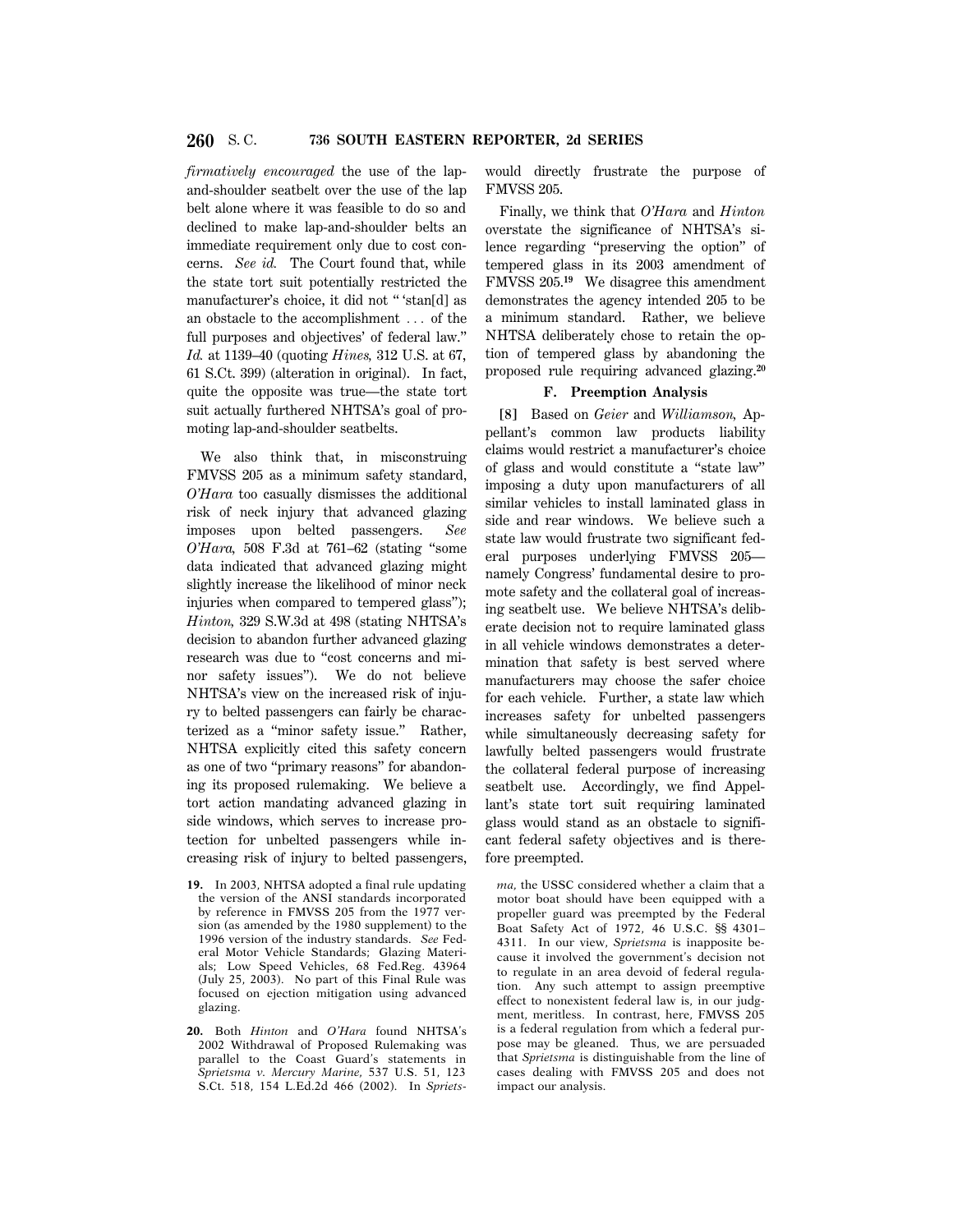*firmatively encouraged* the use of the lap-and-shoulder seatbelt over the use of the lap belt alone where it was feasible to do so and declined to make lap-and-shoulder belts an immediate requirement only due to cost concerns. *See id.* The Court found that, while the state tort suit potentially restricted the manufacturer's choice, it did not " 'stan[d] as an obstacle to the accomplishment ... of the full purposes and objectives' of federal law." *Id.* at 1139–40 (quoting *Hines,* 312 U.S. at 67, 61 S.Ct. 399) (alteration in original). In fact, quite the opposite was true—the state tort suit actually furthered NHTSA's goal of promoting lap-and-shoulder seatbelts.

We also think that, in misconstruing FMVSS 205 as a minimum safety standard, *O'Hara* too casually dismisses the additional risk of neck injury that advanced glazing imposes upon belted passengers. *See O'Hara,* 508 F.3d at 761–62 (stating "some data indicated that advanced glazing might slightly increase the likelihood of minor neck injuries when compared to tempered glass"); *Hinton,* 329 S.W.3d at 498 (stating NHTSA's decision to abandon further advanced glazing research was due to "cost concerns and minor safety issues"). We do not believe NHTSA's view on the increased risk of injury to belted passengers can fairly be characterized as a "minor safety issue." Rather, NHTSA explicitly cited this safety concern as one of two "primary reasons" for abandoning its proposed rulemaking. We believe a tort action mandating advanced glazing in side windows, which serves to increase protection for unbelted passengers while increasing risk of injury to belted passengers, would directly frustrate the purpose of FMVSS 205.

Finally, we think that *O'Hara* and *Hinton* overstate the significance of NHTSA's silence regarding "preserving the option" of tempered glass in its 2003 amendment of FMVSS 205.[19] We disagree this amendment demonstrates the agency intended 205 to be a minimum standard. Rather, we believe NHTSA deliberately chose to retain the option of tempered glass by abandoning the proposed rule requiring advanced glazing.[20]

### F. Preemption Analysis

[8] Based on *Geier* and *Williamson,* Appellant's common law products liability claims would restrict a manufacturer's choice of glass and would constitute a "state law" imposing a duty upon manufacturers of all similar vehicles to install laminated glass in side and rear windows. We believe such a state law would frustrate two significant federal purposes underlying FMVSS 205—namely Congress' fundamental desire to promote safety and the collateral goal of increasing seatbelt use. We believe NHTSA's deliberate decision not to require laminated glass in all vehicle windows demonstrates a determination that safety is best served where manufacturers may choose the safer choice for each vehicle. Further, a state law which increases safety for unbelted passengers while simultaneously decreasing safety for lawfully belted passengers would frustrate the collateral federal purpose of increasing seatbelt use. Accordingly, we find Appellant's state tort suit requiring laminated glass would stand as an obstacle to significant federal safety objectives and is therefore preempted.

---

19. In 2003, NHTSA adopted a final rule updating the version of the ANSI standards incorporated by reference in FMVSS 205 from the 1977 version (as amended by the 1980 supplement) to the 1996 version of the industry standards. *See* Federal Motor Vehicle Standards; Glazing Materials; Low Speed Vehicles, 68 Fed.Reg. 43964 (July 25, 2003). No part of this Final Rule was focused on ejection mitigation using advanced glazing.

20. Both *Hinton* and *O'Hara* found NHTSA's 2002 Withdrawal of Proposed Rulemaking was parallel to the Coast Guard's statements in *Sprietsma v. Mercury Marine,* 537 U.S. 51, 123 S.Ct. 518, 154 L.Ed.2d 466 (2002). In *Sprietsma,* the USSC considered whether a claim that a motor boat should have been equipped with a propeller guard was preempted by the Federal Boat Safety Act of 1972, 46 U.S.C. §§ 4301–4311. In our view, *Sprietsma* is inapposite because it involved the government's decision not to regulate in an area devoid of federal regulation. Any such attempt to assign preemptive effect to nonexistent federal law is, in our judgment, meritless. In contrast, here, FMVSS 205 is a federal regulation from which a federal purpose may be gleaned. Thus, we are persuaded that *Sprietsma* is distinguishable from the line of cases dealing with FMVSS 205 and does not impact our analysis.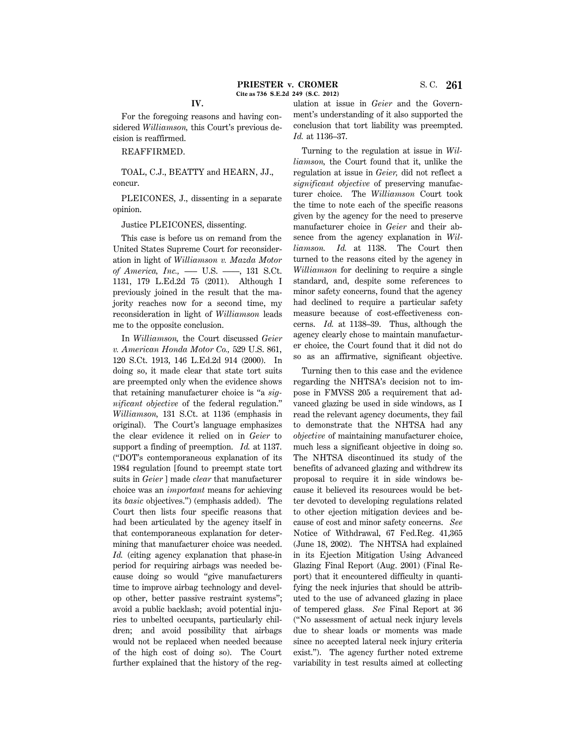## IV.

For the foregoing reasons and having considered *Williamson,* this Court's previous decision is reaffirmed.

REAFFIRMED.

TOAL, C.J., BEATTY and HEARN, JJ., concur.

PLEICONES, J., dissenting in a separate opinion.

Justice PLEICONES, dissenting.

This case is before us on remand from the United States Supreme Court for reconsideration in light of *Williamson v. Mazda Motor of America, Inc.,* — U.S. —, 131 S.Ct. 1131, 179 L.Ed.2d 75 (2011). Although I previously joined in the result that the majority reaches now for a second time, my reconsideration in light of *Williamson* leads me to the opposite conclusion.

In *Williamson,* the Court discussed *Geier v. American Honda Motor Co.,* 529 U.S. 861, 120 S.Ct. 1913, 146 L.Ed.2d 914 (2000). In doing so, it made clear that state tort suits are preempted only when the evidence shows that retaining manufacturer choice is "a *significant objective* of the federal regulation." *Williamson,* 131 S.Ct. at 1136 (emphasis in original). The Court's language emphasizes the clear evidence it relied on in *Geier* to support a finding of preemption. *Id.* at 1137. ("DOT's contemporaneous explanation of its 1984 regulation [found to preempt state tort suits in *Geier* ] made *clear* that manufacturer choice was an *important* means for achieving its *basic* objectives.") (emphasis added). The Court then lists four specific reasons that had been articulated by the agency itself in that contemporaneous explanation for determining that manufacturer choice was needed. *Id.* (citing agency explanation that phase-in period for requiring airbags was needed because doing so would "give manufacturers time to improve airbag technology and develop other, better passive restraint systems"; avoid a public backlash; avoid potential injuries to unbelted occupants, particularly children; and avoid possibility that airbags would not be replaced when needed because of the high cost of doing so). The Court further explained that the history of the regulation at issue in *Geier* and the Government's understanding of it also supported the conclusion that tort liability was preempted. *Id.* at 1136–37.

Turning to the regulation at issue in *Williamson,* the Court found that it, unlike the regulation at issue in *Geier,* did not reflect a *significant objective* of preserving manufacturer choice. The *Williamson* Court took the time to note each of the specific reasons given by the agency for the need to preserve manufacturer choice in *Geier* and their absence from the agency explanation in *Williamson. Id.* at 1138. The Court then turned to the reasons cited by the agency in *Williamson* for declining to require a single standard, and, despite some references to minor safety concerns, found that the agency had declined to require a particular safety measure because of cost-effectiveness concerns. *Id.* at 1138–39. Thus, although the agency clearly chose to maintain manufacturer choice, the Court found that it did not do so as an affirmative, significant objective.

Turning then to this case and the evidence regarding the NHTSA's decision not to impose in FMVSS 205 a requirement that advanced glazing be used in side windows, as I read the relevant agency documents, they fail to demonstrate that the NHTSA had any *objective* of maintaining manufacturer choice, much less a significant objective in doing so. The NHTSA discontinued its study of the benefits of advanced glazing and withdrew its proposal to require it in side windows because it believed its resources would be better devoted to developing regulations related to other ejection mitigation devices and because of cost and minor safety concerns. *See* Notice of Withdrawal, 67 Fed.Reg. 41,365 (June 18, 2002). The NHTSA had explained in its Ejection Mitigation Using Advanced Glazing Final Report (Aug. 2001) (Final Report) that it encountered difficulty in quantifying the neck injuries that should be attributed to the use of advanced glazing in place of tempered glass. *See* Final Report at 36 ("No assessment of actual neck injury levels due to shear loads or moments was made since no accepted lateral neck injury criteria exist."). The agency further noted extreme variability in test results aimed at collecting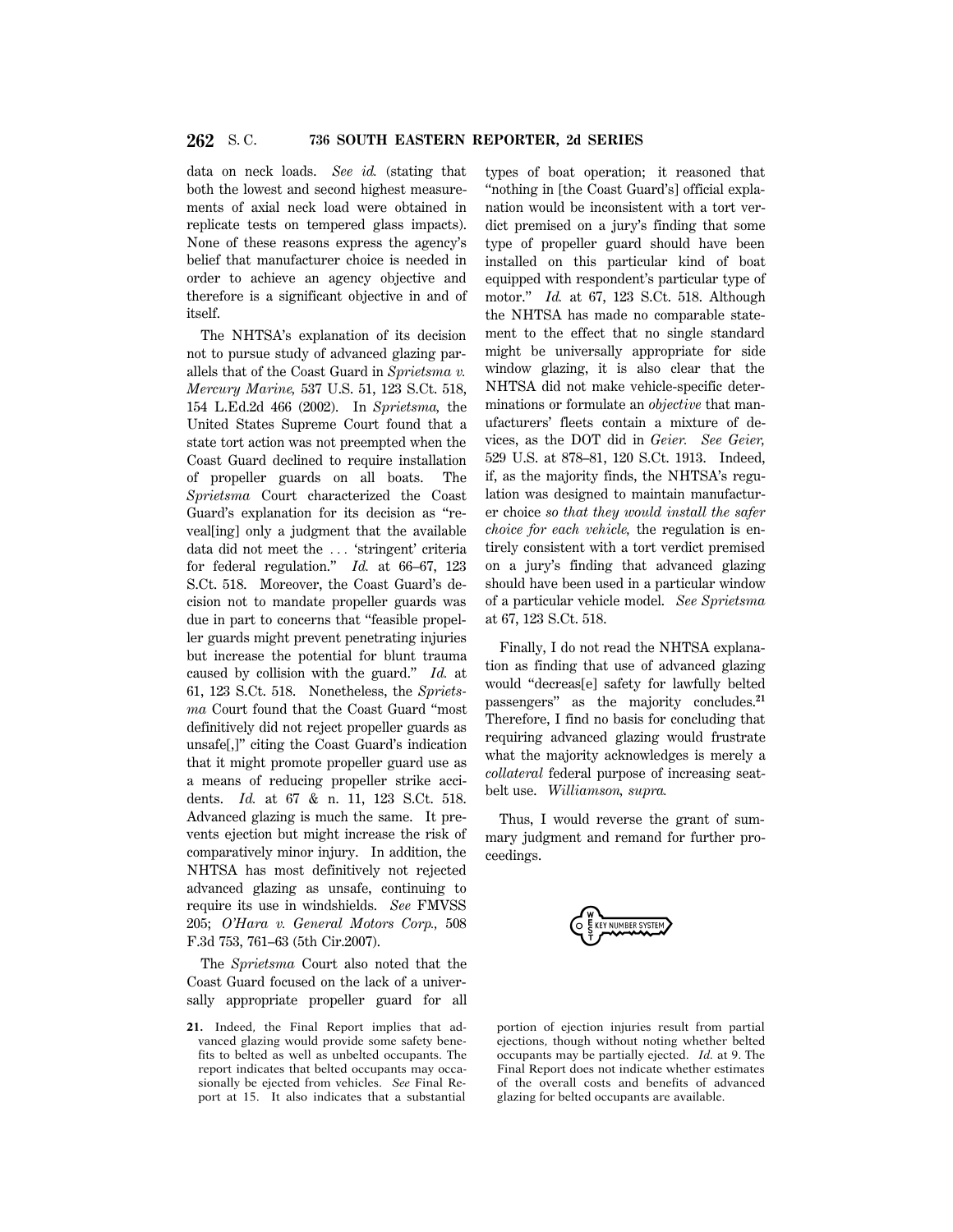data on neck loads. *See id.* (stating that both the lowest and second highest measurements of axial neck load were obtained in replicate tests on tempered glass impacts). None of these reasons express the agency's belief that manufacturer choice is needed in order to achieve an agency objective and therefore is a significant objective in and of itself.

The NHTSA's explanation of its decision not to pursue study of advanced glazing parallels that of the Coast Guard in *Sprietsma v. Mercury Marine,* 537 U.S. 51, 123 S.Ct. 518, 154 L.Ed.2d 466 (2002). In *Sprietsma,* the United States Supreme Court found that a state tort action was not preempted when the Coast Guard declined to require installation of propeller guards on all boats. The *Sprietsma* Court characterized the Coast Guard's explanation for its decision as "reveal[ing] only a judgment that the available data did not meet the ... 'stringent' criteria for federal regulation." *Id.* at 66–67, 123 S.Ct. 518. Moreover, the Coast Guard's decision not to mandate propeller guards was due in part to concerns that "feasible propeller guards might prevent penetrating injuries but increase the potential for blunt trauma caused by collision with the guard." *Id.* at 61, 123 S.Ct. 518. Nonetheless, the *Sprietsma* Court found that the Coast Guard "most definitively did not reject propeller guards as unsafe[,]" citing the Coast Guard's indication that it might promote propeller guard use as a means of reducing propeller strike accidents. *Id.* at 67 & n. 11, 123 S.Ct. 518. Advanced glazing is much the same. It prevents ejection but might increase the risk of comparatively minor injury. In addition, the NHTSA has most definitively not rejected advanced glazing as unsafe, continuing to require its use in windshields. *See* FMVSS 205; *O'Hara v. General Motors Corp.,* 508 F.3d 753, 761–63 (5th Cir.2007).

The *Sprietsma* Court also noted that the Coast Guard focused on the lack of a universally appropriate propeller guard for all types of boat operation; it reasoned that "nothing in [the Coast Guard's] official explanation would be inconsistent with a tort verdict premised on a jury's finding that some type of propeller guard should have been installed on this particular kind of boat equipped with respondent's particular type of motor." *Id.* at 67, 123 S.Ct. 518. Although the NHTSA has made no comparable statement to the effect that no single standard might be universally appropriate for side window glazing, it is also clear that the NHTSA did not make vehicle-specific determinations or formulate an *objective* that manufacturers' fleets contain a mixture of devices, as the DOT did in *Geier. See Geier,* 529 U.S. at 878–81, 120 S.Ct. 1913. Indeed, if, as the majority finds, the NHTSA's regulation was designed to maintain manufacturer choice *so that they would install the safer choice for each vehicle,* the regulation is entirely consistent with a tort verdict premised on a jury's finding that advanced glazing should have been used in a particular window of a particular vehicle model. *See Sprietsma* at 67, 123 S.Ct. 518.

Finally, I do not read the NHTSA explanation as finding that use of advanced glazing would "decreas[e] safety for lawfully belted passengers" as the majority concludes.[21] Therefore, I find no basis for concluding that requiring advanced glazing would frustrate what the majority acknowledges is merely a *collateral* federal purpose of increasing seatbelt use. *Williamson, supra.*

Thus, I would reverse the grant of summary judgment and remand for further proceedings.

---

**21.** Indeed, the Final Report implies that advanced glazing would provide some safety benefits to belted as well as unbelted occupants. The report indicates that belted occupants may occasionally be ejected from vehicles. *See* Final Report at 15. It also indicates that a substantial portion of ejection injuries result from partial ejections, though without noting whether belted occupants may be partially ejected. *Id.* at 9. The Final Report does not indicate whether estimates of the overall costs and benefits of advanced glazing for belted occupants are available.